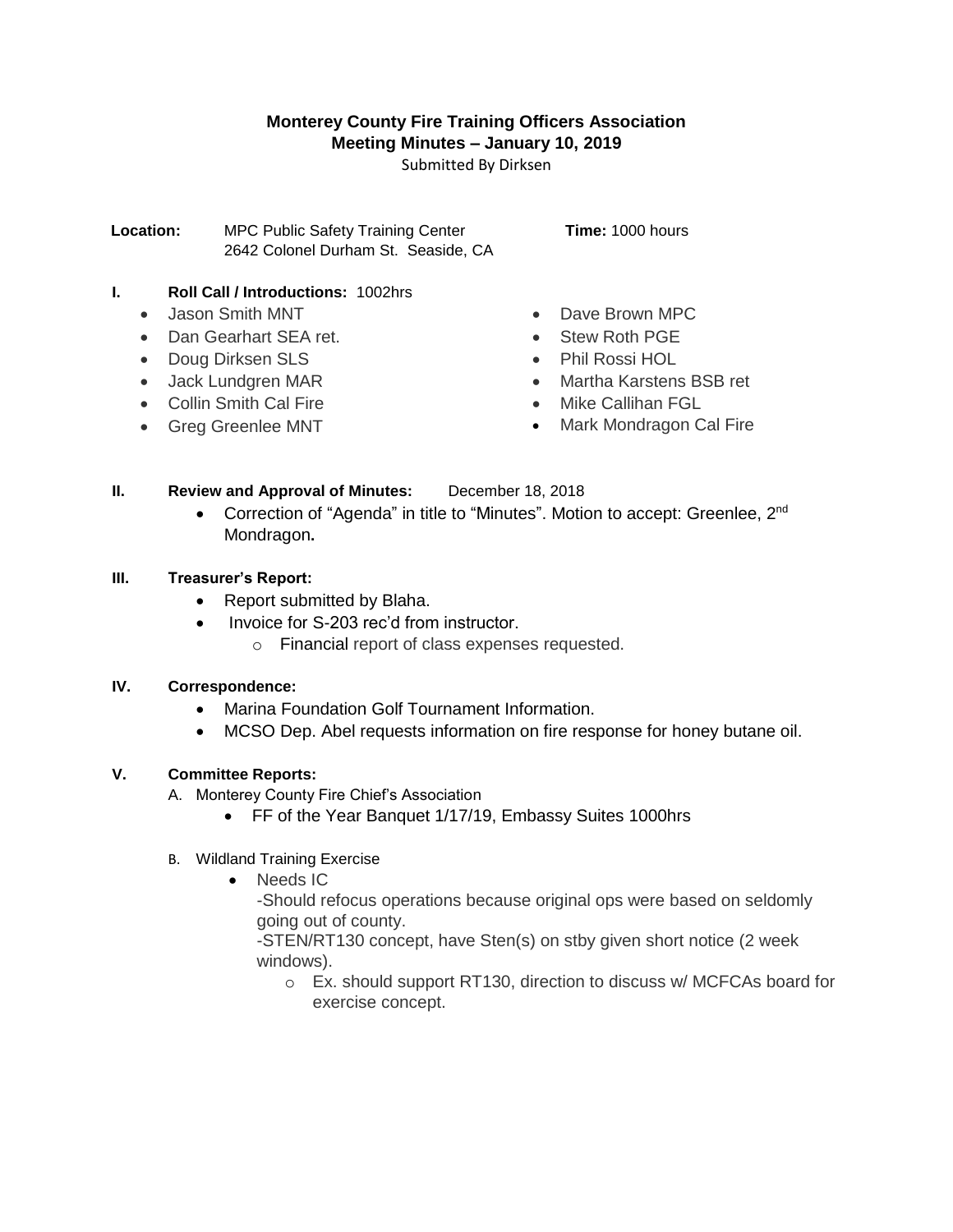# Monterey County Fire Training Officers Association

## Meeting Minutes – January 10, 2019

Submitted By Dirksen

**Location:** MPC Public Safety Training Center
2642 Colonel Durham St. Seaside, CA

**Time:** 1000 hours

**I. Roll Call / Introductions:** 1002hrs

- Jason Smith MNT
- Dan Gearhart SEA ret.
- Doug Dirksen SLS
- Jack Lundgren MAR
- Collin Smith Cal Fire
- Greg Greenlee MNT
- Dave Brown MPC
- Stew Roth PGE
- Phil Rossi HOL
- Martha Karstens BSB ret
- Mike Callihan FGL
- Mark Mondragon Cal Fire

**II. Review and Approval of Minutes:** December 18, 2018

- Correction of "Agenda" in title to "Minutes". Motion to accept: Greenlee, 2nd Mondragon**.**

**III. Treasurer's Report:**

- Report submitted by Blaha.
- Invoice for S-203 rec'd from instructor.
  - Financial report of class expenses requested.

**IV. Correspondence:**

- Marina Foundation Golf Tournament Information.
- MCSO Dep. Abel requests information on fire response for honey butane oil.

**V. Committee Reports:**

A. Monterey County Fire Chief's Association

- FF of the Year Banquet 1/17/19, Embassy Suites 1000hrs

B. Wildland Training Exercise

- Needs IC
  -Should refocus operations because original ops were based on seldomly going out of county.
  -STEN/RT130 concept, have Sten(s) on stby given short notice (2 week windows).
  - Ex. should support RT130, direction to discuss w/ MCFCAs board for exercise concept.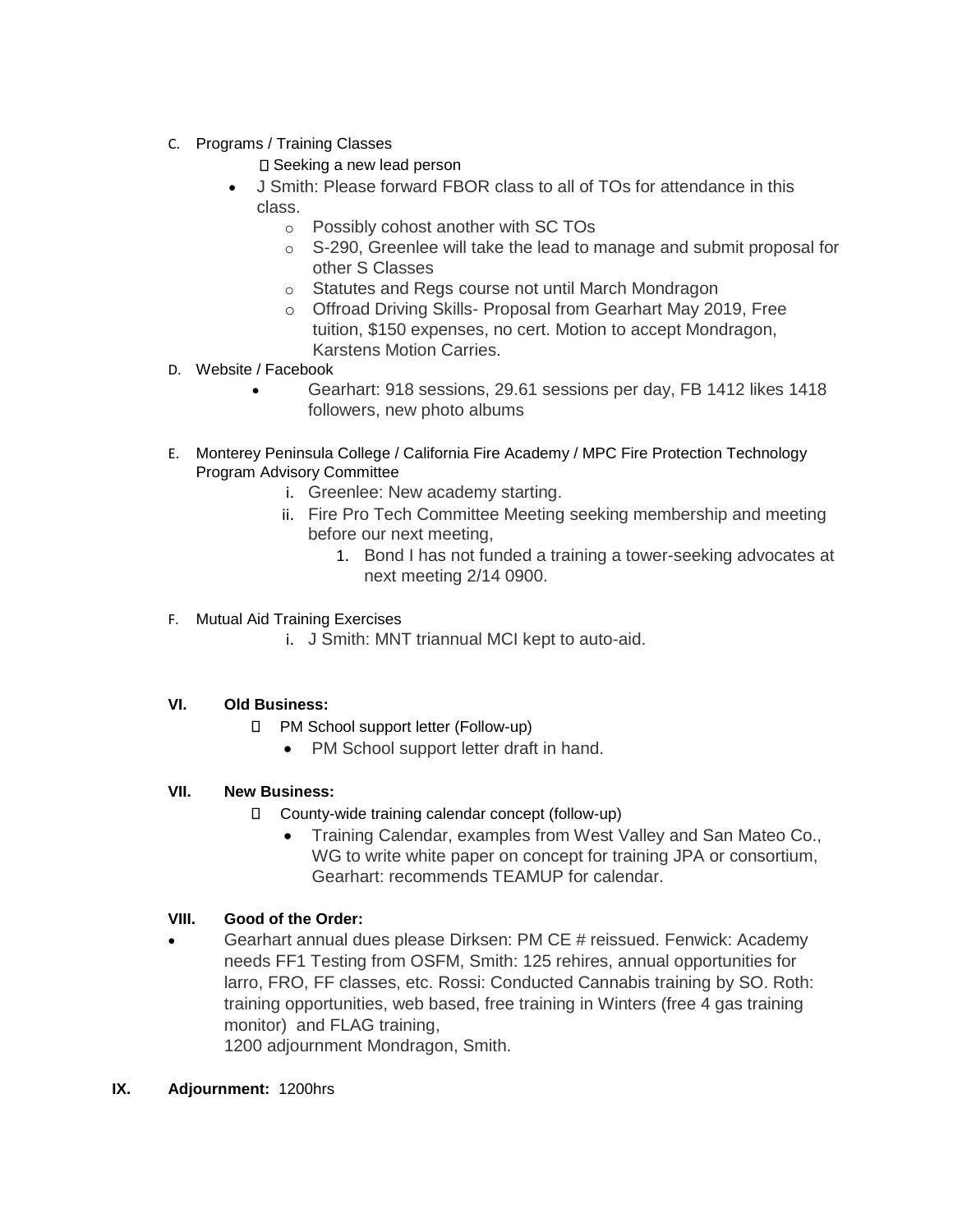C. Programs / Training Classes

 Seeking a new lead person

- J Smith: Please forward FBOR class to all of TOs for attendance in this class.
  - Possibly cohost another with SC TOs
  - S-290, Greenlee will take the lead to manage and submit proposal for other S Classes
  - Statutes and Regs course not until March Mondragon
  - Offroad Driving Skills- Proposal from Gearhart May 2019, Free tuition, $150 expenses, no cert. Motion to accept Mondragon, Karstens Motion Carries.

D. Website / Facebook

- Gearhart: 918 sessions, 29.61 sessions per day, FB 1412 likes 1418 followers, new photo albums

E. Monterey Peninsula College / California Fire Academy / MPC Fire Protection Technology Program Advisory Committee

  i. Greenlee: New academy starting.
  ii. Fire Pro Tech Committee Meeting seeking membership and meeting before our next meeting,
      1. Bond I has not funded a training a tower-seeking advocates at next meeting 2/14 0900.

F. Mutual Aid Training Exercises

  i. J Smith: MNT triannual MCI kept to auto-aid.

**VI. Old Business:**

 PM School support letter (Follow-up)

- PM School support letter draft in hand.

**VII. New Business:**

 County-wide training calendar concept (follow-up)

- Training Calendar, examples from West Valley and San Mateo Co., WG to write white paper on concept for training JPA or consortium, Gearhart: recommends TEAMUP for calendar.

**VIII. Good of the Order:**

- Gearhart annual dues please Dirksen: PM CE # reissued. Fenwick: Academy needs FF1 Testing from OSFM, Smith: 125 rehires, annual opportunities for larro, FRO, FF classes, etc. Rossi: Conducted Cannabis training by SO. Roth: training opportunities, web based, free training in Winters (free 4 gas training monitor) and FLAG training,
  1200 adjournment Mondragon, Smith.

**IX. Adjournment:** 1200hrs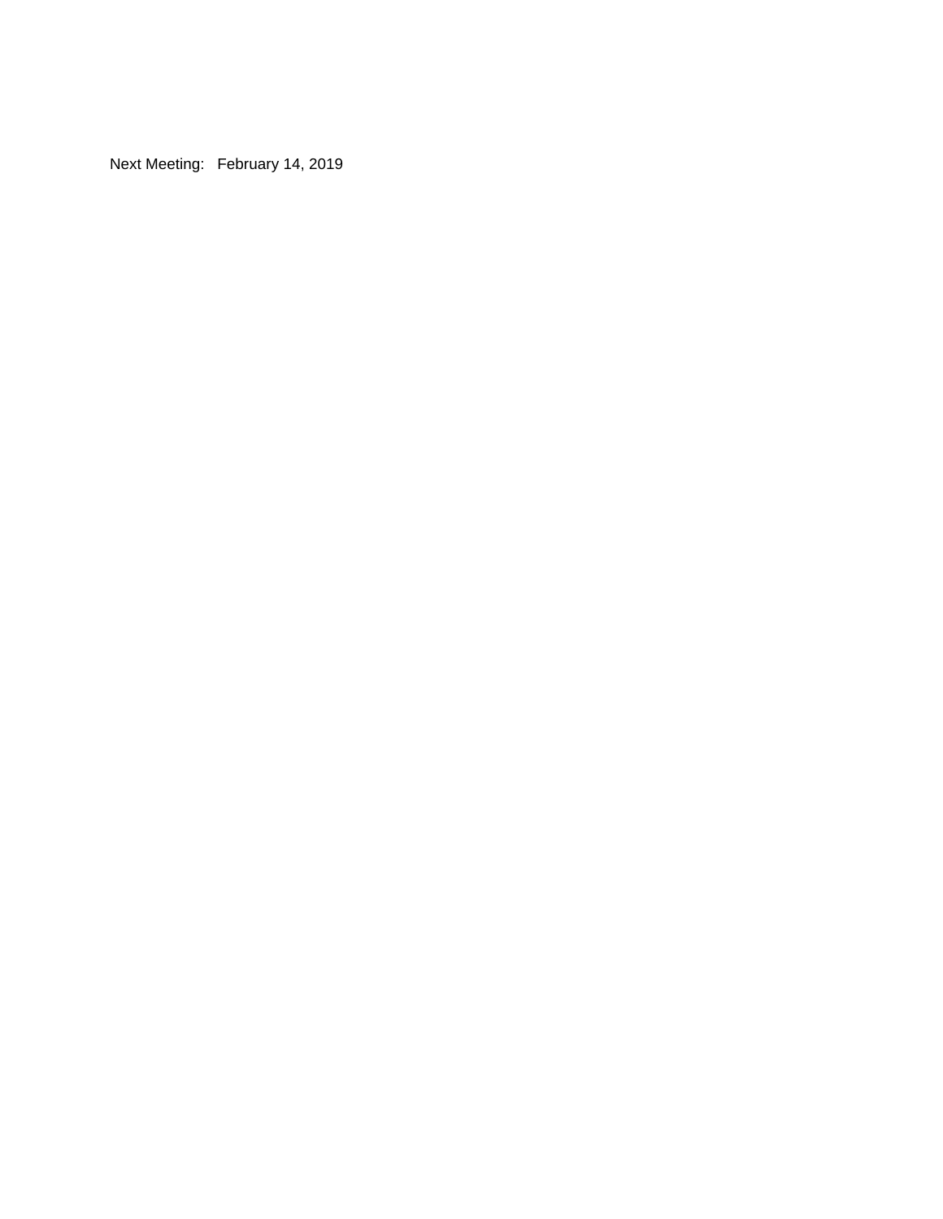Next Meeting: February 14, 2019